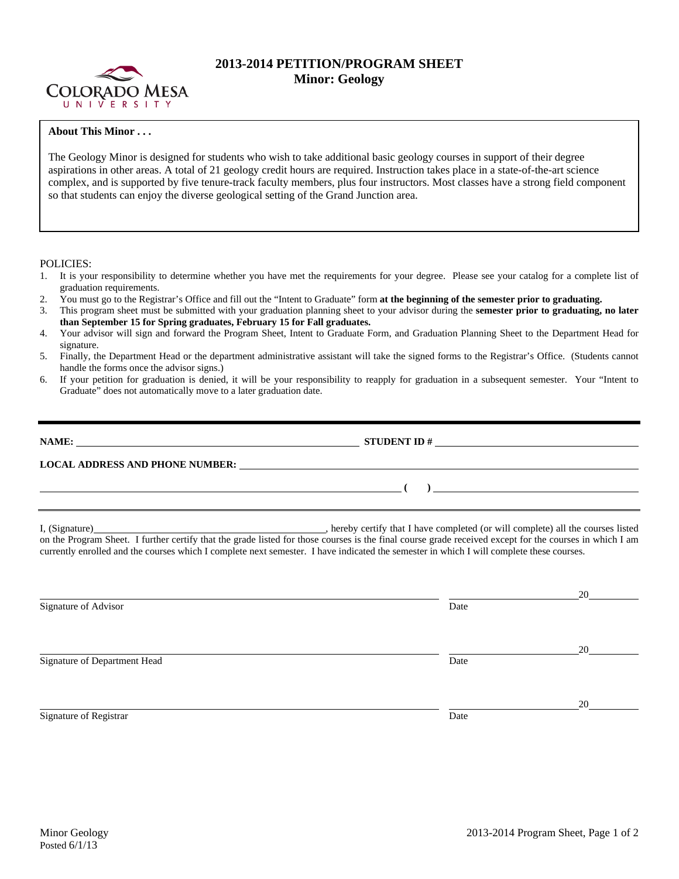# 2013-2014 PETITION/PROGRAM SHEET
## Minor: Geology

COLORADO MESA UNIVERSITY

**About This Minor . . .**

The Geology Minor is designed for students who wish to take additional basic geology courses in support of their degree aspirations in other areas. A total of 21 geology credit hours are required. Instruction takes place in a state-of-the-art science complex, and is supported by five tenure-track faculty members, plus four instructors. Most classes have a strong field component so that students can enjoy the diverse geological setting of the Grand Junction area.

POLICIES:

1. It is your responsibility to determine whether you have met the requirements for your degree. Please see your catalog for a complete list of graduation requirements.
2. You must go to the Registrar's Office and fill out the "Intent to Graduate" form **at the beginning of the semester prior to graduating.**
3. This program sheet must be submitted with your graduation planning sheet to your advisor during the **semester prior to graduating, no later than September 15 for Spring graduates, February 15 for Fall graduates.**
4. Your advisor will sign and forward the Program Sheet, Intent to Graduate Form, and Graduation Planning Sheet to the Department Head for signature.
5. Finally, the Department Head or the department administrative assistant will take the signed forms to the Registrar's Office. (Students cannot handle the forms once the advisor signs.)
6. If your petition for graduation is denied, it will be your responsibility to reapply for graduation in a subsequent semester. Your "Intent to Graduate" does not automatically move to a later graduation date.

---

**NAME:** ______________________________ **STUDENT ID #** ______________________________

**LOCAL ADDRESS AND PHONE NUMBER:** ______________________________

______________________________ **( )** ______________________________

I, (Signature)______________________________, hereby certify that I have completed (or will complete) all the courses listed on the Program Sheet. I further certify that the grade listed for those courses is the final course grade received except for the courses in which I am currently enrolled and the courses which I complete next semester. I have indicated the semester in which I will complete these courses.

______________________________ ______________ 20______
Signature of Advisor Date

______________________________ ______________ 20______
Signature of Department Head Date

______________________________ ______________ 20______
Signature of Registrar Date

Minor Geology
Posted 6/1/13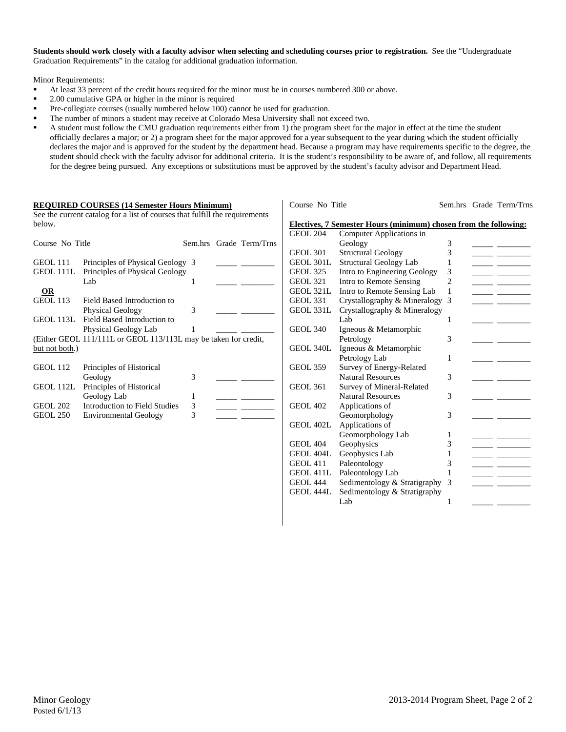**Students should work closely with a faculty advisor when selecting and scheduling courses prior to registration.** See the "Undergraduate Graduation Requirements" in the catalog for additional graduation information.

Minor Requirements:

- At least 33 percent of the credit hours required for the minor must be in courses numbered 300 or above.
- 2.00 cumulative GPA or higher in the minor is required
- Pre-collegiate courses (usually numbered below 100) cannot be used for graduation.
- The number of minors a student may receive at Colorado Mesa University shall not exceed two.
- A student must follow the CMU graduation requirements either from 1) the program sheet for the major in effect at the time the student officially declares a major; or 2) a program sheet for the major approved for a year subsequent to the year during which the student officially declares the major and is approved for the student by the department head. Because a program may have requirements specific to the degree, the student should check with the faculty advisor for additional criteria. It is the student's responsibility to be aware of, and follow, all requirements for the degree being pursued. Any exceptions or substitutions must be approved by the student's faculty advisor and Department Head.

**REQUIRED COURSES (14 Semester Hours Minimum)**

See the current catalog for a list of courses that fulfill the requirements below.

| Course No | Title | Sem.hrs | Grade | Term/Trns |
|---|---|---|---|---|
| GEOL 111 | Principles of Physical Geology | 3 | _____ | ________ |
| GEOL 111L | Principles of Physical Geology Lab | 1 | _____ | ________ |
| **OR** | | | | |
| GEOL 113 | Field Based Introduction to Physical Geology | 3 | _____ | ________ |
| GEOL 113L | Field Based Introduction to Physical Geology Lab | 1 | _____ | ________ |

(Either GEOL 111/111L or GEOL 113/113L may be taken for credit, but not both.)

| Course No | Title | Sem.hrs | Grade | Term/Trns |
|---|---|---|---|---|
| GEOL 112 | Principles of Historical Geology | 3 | _____ | ________ |
| GEOL 112L | Principles of Historical Geology Lab | 1 | _____ | ________ |
| GEOL 202 | Introduction to Field Studies | 3 | _____ | ________ |
| GEOL 250 | Environmental Geology | 3 | _____ | ________ |

**Electives, 7 Semester Hours (minimum) chosen from the following:**

| Course No | Title | Sem.hrs | Grade | Term/Trns |
|---|---|---|---|---|
| GEOL 204 | Computer Applications in Geology | 3 | _____ | ________ |
| GEOL 301 | Structural Geology | 3 | _____ | ________ |
| GEOL 301L | Structural Geology Lab | 1 | _____ | ________ |
| GEOL 325 | Intro to Engineering Geology | 3 | _____ | ________ |
| GEOL 321 | Intro to Remote Sensing | 2 | _____ | ________ |
| GEOL 321L | Intro to Remote Sensing Lab | 1 | _____ | ________ |
| GEOL 331 | Crystallography & Mineralogy | 3 | _____ | ________ |
| GEOL 331L | Crystallography & Mineralogy Lab | 1 | _____ | ________ |
| GEOL 340 | Igneous & Metamorphic Petrology | 3 | _____ | ________ |
| GEOL 340L | Igneous & Metamorphic Petrology Lab | 1 | _____ | ________ |
| GEOL 359 | Survey of Energy-Related Natural Resources | 3 | _____ | ________ |
| GEOL 361 | Survey of Mineral-Related Natural Resources | 3 | _____ | ________ |
| GEOL 402 | Applications of Geomorphology | 3 | _____ | ________ |
| GEOL 402L | Applications of Geomorphology Lab | 1 | _____ | ________ |
| GEOL 404 | Geophysics | 3 | _____ | ________ |
| GEOL 404L | Geophysics Lab | 1 | _____ | ________ |
| GEOL 411 | Paleontology | 3 | _____ | ________ |
| GEOL 411L | Paleontology Lab | 1 | _____ | ________ |
| GEOL 444 | Sedimentology & Stratigraphy | 3 | _____ | ________ |
| GEOL 444L | Sedimentology & Stratigraphy Lab | 1 | _____ | ________ |

Minor Geology
Posted 6/1/13